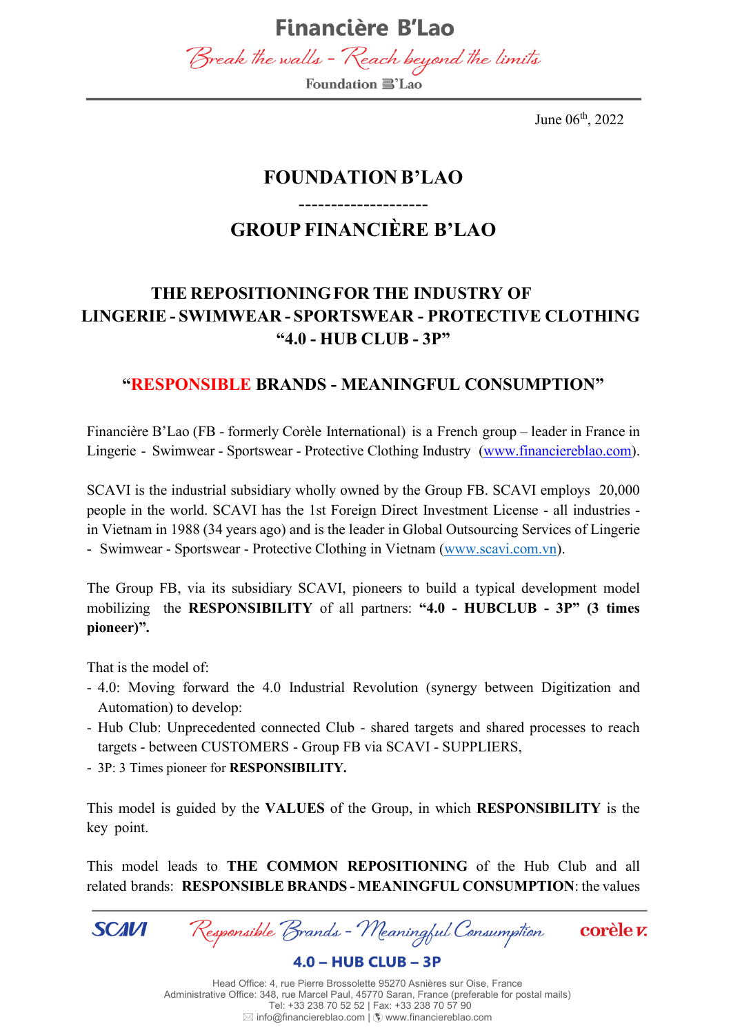June 06th, 2022

# FOUNDATION B'LAO

--------------------

# GROUP FINANCIÈRE B'LAO

## THE REPOSITIONING FOR THE INDUSTRY OF LINGERIE - SWIMWEAR - SPORTSWEAR - PROTECTIVE CLOTHING "4.0 - HUB CLUB - 3P"

## "RESPONSIBLE BRANDS - MEANINGFUL CONSUMPTION"

Financière B'Lao (FB - formerly Corèle International) is a French group – leader in France in Lingerie - Swimwear - Sportswear - Protective Clothing Industry (www.financiereblao.com).

SCAVI is the industrial subsidiary wholly owned by the Group FB. SCAVI employs 20,000 people in the world. SCAVI has the 1st Foreign Direct Investment License - all industries - in Vietnam in 1988 (34 years ago) and is the leader in Global Outsourcing Services of Lingerie - Swimwear - Sportswear - Protective Clothing in Vietnam (www.scavi.com.vn).

The Group FB, via its subsidiary SCAVI, pioneers to build a typical development model mobilizing the **RESPONSIBILITY** of all partners: **"4.0 - HUBCLUB - 3P" (3 times pioneer)".**

That is the model of:

- 4.0: Moving forward the 4.0 Industrial Revolution (synergy between Digitization and Automation) to develop:
- Hub Club: Unprecedented connected Club - shared targets and shared processes to reach targets - between CUSTOMERS - Group FB via SCAVI - SUPPLIERS,
- 3P: 3 Times pioneer for **RESPONSIBILITY.**

This model is guided by the **VALUES** of the Group, in which **RESPONSIBILITY** is the key point.

This model leads to **THE COMMON REPOSITIONING** of the Hub Club and all related brands: **RESPONSIBLE BRANDS - MEANINGFUL CONSUMPTION**: the values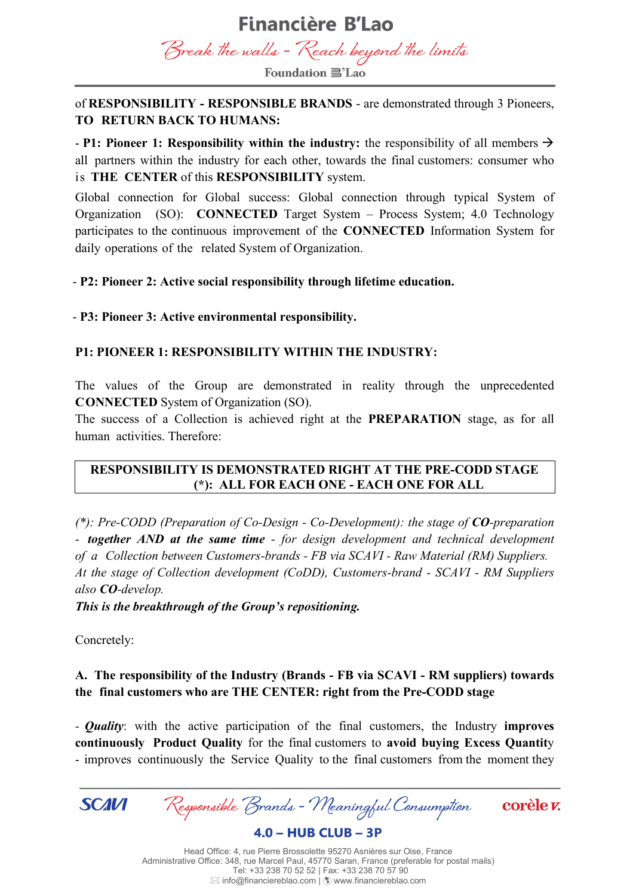of **RESPONSIBILITY - RESPONSIBLE BRANDS** - are demonstrated through 3 Pioneers, **TO RETURN BACK TO HUMANS:**

- **P1: Pioneer 1: Responsibility within the industry:** the responsibility of all members → all partners within the industry for each other, towards the final customers: consumer who is **THE CENTER** of this **RESPONSIBILITY** system.

Global connection for Global success: Global connection through typical System of Organization (SO): **CONNECTED** Target System – Process System; 4.0 Technology participates to the continuous improvement of the **CONNECTED** Information System for daily operations of the related System of Organization.

- **P2: Pioneer 2: Active social responsibility through lifetime education.**

- **P3: Pioneer 3: Active environmental responsibility.**

**P1: PIONEER 1: RESPONSIBILITY WITHIN THE INDUSTRY:**

The values of the Group are demonstrated in reality through the unprecedented **CONNECTED** System of Organization (SO).
The success of a Collection is achieved right at the **PREPARATION** stage, as for all human activities. Therefore:

| **RESPONSIBILITY IS DEMONSTRATED RIGHT AT THE PRE-CODD STAGE (*): ALL FOR EACH ONE - EACH ONE FOR ALL** |
|---|

*(\*): Pre-CODD (Preparation of Co-Design - Co-Development): the stage of **CO**-preparation - **together AND at the same time** - for design development and technical development of a Collection between Customers-brands - FB via SCAVI - Raw Material (RM) Suppliers.*
*At the stage of Collection development (CoDD), Customers-brand - SCAVI - RM Suppliers also **CO**-develop.*
***This is the breakthrough of the Group's repositioning.***

Concretely:

**A. The responsibility of the Industry (Brands - FB via SCAVI - RM suppliers) towards the final customers who are THE CENTER: right from the Pre-CODD stage**

- ***Quality***: with the active participation of the final customers, the Industry **improves continuously Product Quality** for the final customers to **avoid buying Excess Quantity**
- improves continuously the Service Quality to the final customers from the moment they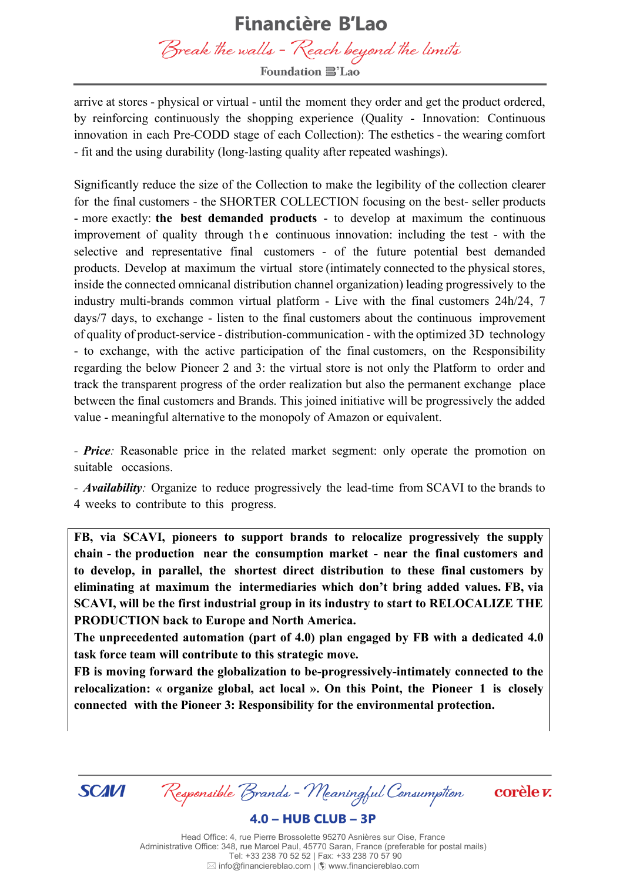arrive at stores - physical or virtual - until the moment they order and get the product ordered, by reinforcing continuously the shopping experience (Quality - Innovation: Continuous innovation in each Pre-CODD stage of each Collection): The esthetics - the wearing comfort - fit and the using durability (long-lasting quality after repeated washings).

Significantly reduce the size of the Collection to make the legibility of the collection clearer for the final customers - the SHORTER COLLECTION focusing on the best- seller products - more exactly: **the best demanded products** - to develop at maximum the continuous improvement of quality through the continuous innovation: including the test - with the selective and representative final customers - of the future potential best demanded products. Develop at maximum the virtual store (intimately connected to the physical stores, inside the connected omnicanal distribution channel organization) leading progressively to the industry multi-brands common virtual platform - Live with the final customers 24h/24, 7 days/7 days, to exchange - listen to the final customers about the continuous improvement of quality of product-service - distribution-communication - with the optimized 3D technology - to exchange, with the active participation of the final customers, on the Responsibility regarding the below Pioneer 2 and 3: the virtual store is not only the Platform to order and track the transparent progress of the order realization but also the permanent exchange place between the final customers and Brands. This joined initiative will be progressively the added value - meaningful alternative to the monopoly of Amazon or equivalent.

- ***Price**:* Reasonable price in the related market segment: only operate the promotion on suitable occasions.

- ***Availability**:* Organize to reduce progressively the lead-time from SCAVI to the brands to 4 weeks to contribute to this progress.

**FB, via SCAVI, pioneers to support brands to relocalize progressively the supply chain - the production near the consumption market - near the final customers and to develop, in parallel, the shortest direct distribution to these final customers by eliminating at maximum the intermediaries which don't bring added values. FB, via SCAVI, will be the first industrial group in its industry to start to RELOCALIZE THE PRODUCTION back to Europe and North America.**

**The unprecedented automation (part of 4.0) plan engaged by FB with a dedicated 4.0 task force team will contribute to this strategic move.**

**FB is moving forward the globalization to be-progressively-intimately connected to the relocalization: « organize global, act local ». On this Point, the Pioneer 1 is closely connected with the Pioneer 3: Responsibility for the environmental protection.**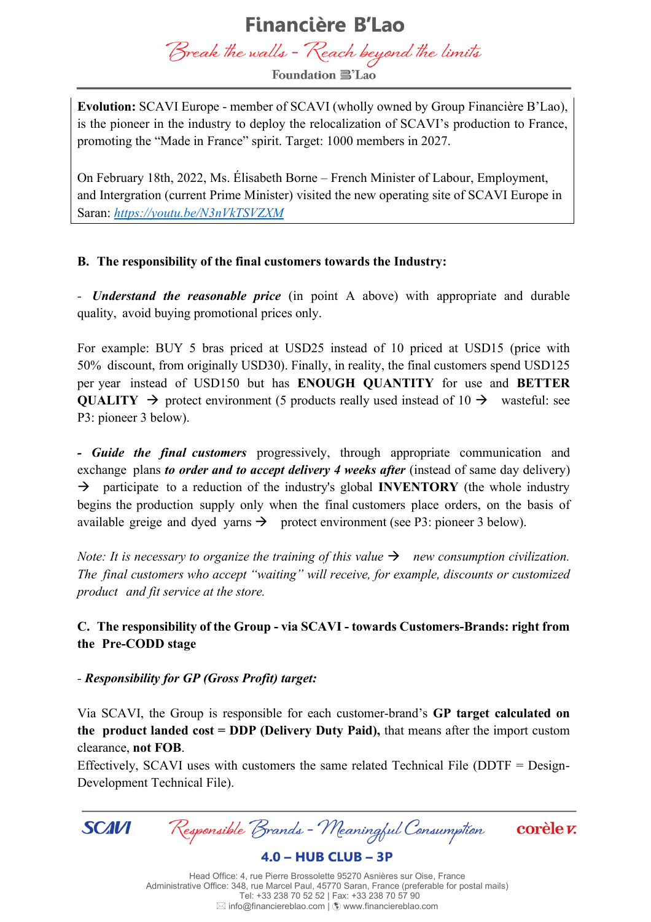**Evolution:** SCAVI Europe - member of SCAVI (wholly owned by Group Financière B'Lao), is the pioneer in the industry to deploy the relocalization of SCAVI's production to France, promoting the "Made in France" spirit. Target: 1000 members in 2027.

On February 18th, 2022, Ms. Élisabeth Borne – French Minister of Labour, Employment, and Intergration (current Prime Minister) visited the new operating site of SCAVI Europe in Saran: [https://youtu.be/N3nVkTSVZXM](https://youtu.be/N3nVkTSVZXM)

### B. The responsibility of the final customers towards the Industry:

- ***Understand the reasonable price*** (in point A above) with appropriate and durable quality, avoid buying promotional prices only.

For example: BUY 5 bras priced at USD25 instead of 10 priced at USD15 (price with 50% discount, from originally USD30). Finally, in reality, the final customers spend USD125 per year instead of USD150 but has **ENOUGH QUANTITY** for use and **BETTER QUALITY** → protect environment (5 products really used instead of 10 → wasteful: see P3: pioneer 3 below).

**-** ***Guide the final customers*** progressively, through appropriate communication and exchange plans ***to order and to accept delivery 4 weeks after*** (instead of same day delivery) → participate to a reduction of the industry's global **INVENTORY** (the whole industry begins the production supply only when the final customers place orders, on the basis of available greige and dyed yarns → protect environment (see P3: pioneer 3 below).

*Note: It is necessary to organize the training of this value → new consumption civilization. The final customers who accept "waiting" will receive, for example, discounts or customized product and fit service at the store.*

### C. The responsibility of the Group - via SCAVI - towards Customers-Brands: right from the Pre-CODD stage

- ***Responsibility for GP (Gross Profit) target:***

Via SCAVI, the Group is responsible for each customer-brand's **GP target calculated on the product landed cost = DDP (Delivery Duty Paid),** that means after the import custom clearance, **not FOB**.
Effectively, SCAVI uses with customers the same related Technical File (DDTF = Design-Development Technical File).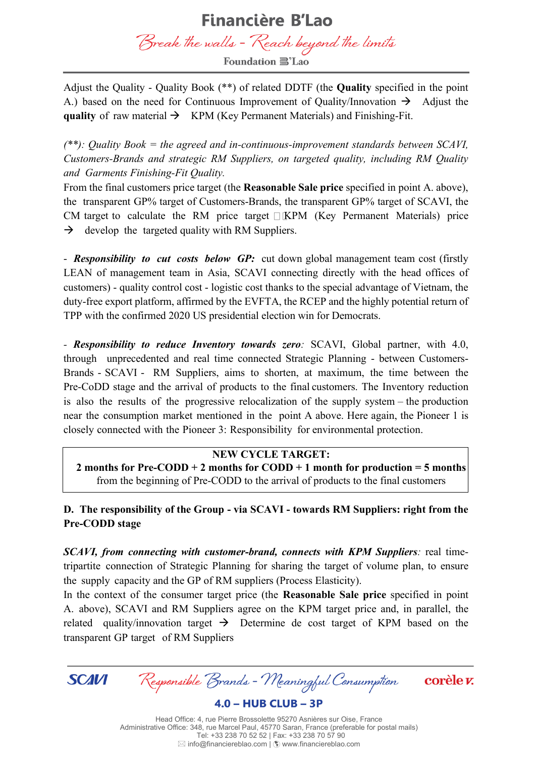Adjust the Quality - Quality Book (**) of related DDTF (the **Quality** specified in the point A.) based on the need for Continuous Improvement of Quality/Innovation → Adjust the **quality** of raw material → KPM (Key Permanent Materials) and Finishing-Fit.

*(**): Quality Book = the agreed and in-continuous-improvement standards between SCAVI, Customers-Brands and strategic RM Suppliers, on targeted quality, including RM Quality and Garments Finishing-Fit Quality.*

From the final customers price target (the **Reasonable Sale price** specified in point A. above), the transparent GP% target of Customers-Brands, the transparent GP% target of SCAVI, the CM target to calculate the RM price target KPM (Key Permanent Materials) price → develop the targeted quality with RM Suppliers.

- ***Responsibility to cut costs below GP:*** cut down global management team cost (firstly LEAN of management team in Asia, SCAVI connecting directly with the head offices of customers) - quality control cost - logistic cost thanks to the special advantage of Vietnam, the duty-free export platform, affirmed by the EVFTA, the RCEP and the highly potential return of TPP with the confirmed 2020 US presidential election win for Democrats.

- ***Responsibility to reduce Inventory towards zero:*** SCAVI, Global partner, with 4.0, through unprecedented and real time connected Strategic Planning - between Customers-Brands - SCAVI - RM Suppliers, aims to shorten, at maximum, the time between the Pre-CoDD stage and the arrival of products to the final customers. The Inventory reduction is also the results of the progressive relocalization of the supply system – the production near the consumption market mentioned in the point A above. Here again, the Pioneer 1 is closely connected with the Pioneer 3: Responsibility for environmental protection.

| **NEW CYCLE TARGET:** |
|---|
| **2 months for Pre-CODD + 2 months for CODD + 1 month for production = 5 months** |
| from the beginning of Pre-CODD to the arrival of products to the final customers |

**D. The responsibility of the Group - via SCAVI - towards RM Suppliers: right from the Pre-CODD stage**

***SCAVI, from connecting with customer-brand, connects with KPM Suppliers**:* real time-tripartite connection of Strategic Planning for sharing the target of volume plan, to ensure the supply capacity and the GP of RM suppliers (Process Elasticity).

In the context of the consumer target price (the **Reasonable Sale price** specified in point A. above), SCAVI and RM Suppliers agree on the KPM target price and, in parallel, the related quality/innovation target → Determine de cost target of KPM based on the transparent GP target of RM Suppliers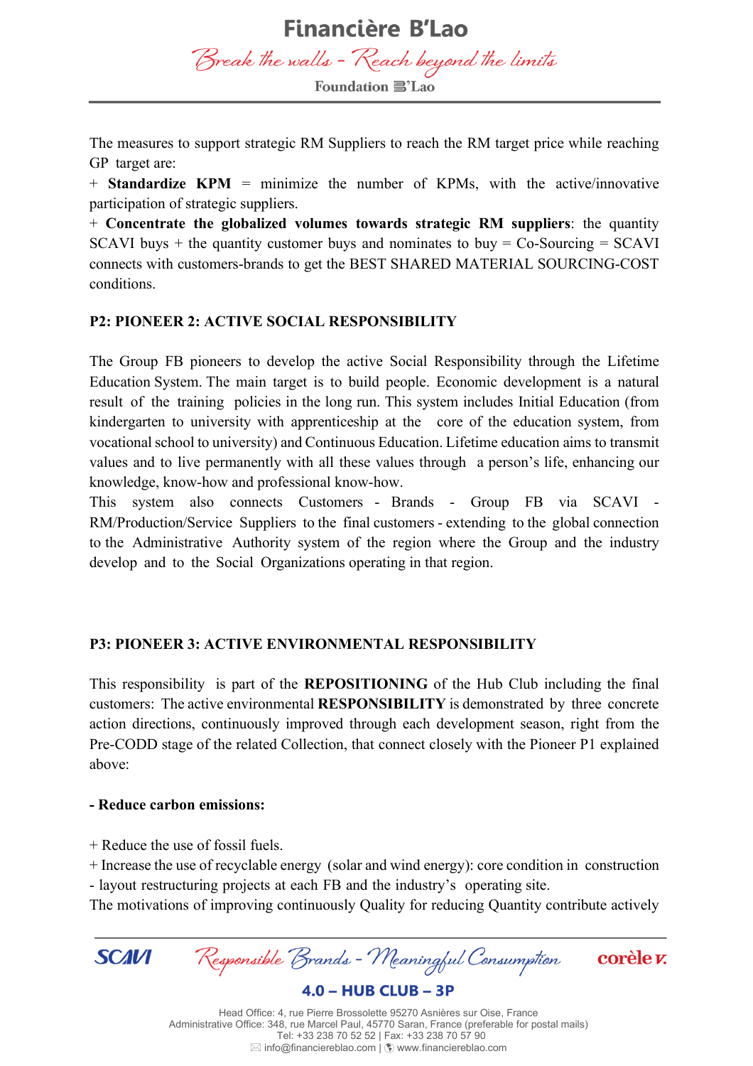The measures to support strategic RM Suppliers to reach the RM target price while reaching GP target are:

+ **Standardize KPM** = minimize the number of KPMs, with the active/innovative participation of strategic suppliers.

+ **Concentrate the globalized volumes towards strategic RM suppliers**: the quantity SCAVI buys + the quantity customer buys and nominates to buy = Co-Sourcing = SCAVI connects with customers-brands to get the BEST SHARED MATERIAL SOURCING-COST conditions.

### P2: PIONEER 2: ACTIVE SOCIAL RESPONSIBILITY

The Group FB pioneers to develop the active Social Responsibility through the Lifetime Education System. The main target is to build people. Economic development is a natural result of the training policies in the long run. This system includes Initial Education (from kindergarten to university with apprenticeship at the core of the education system, from vocational school to university) and Continuous Education. Lifetime education aims to transmit values and to live permanently with all these values through a person's life, enhancing our knowledge, know-how and professional know-how.

This system also connects Customers - Brands - Group FB via SCAVI - RM/Production/Service Suppliers to the final customers - extending to the global connection to the Administrative Authority system of the region where the Group and the industry develop and to the Social Organizations operating in that region.

### P3: PIONEER 3: ACTIVE ENVIRONMENTAL RESPONSIBILITY

This responsibility is part of the **REPOSITIONING** of the Hub Club including the final customers: The active environmental **RESPONSIBILITY** is demonstrated by three concrete action directions, continuously improved through each development season, right from the Pre-CODD stage of the related Collection, that connect closely with the Pioneer P1 explained above:

**- Reduce carbon emissions:**

+ Reduce the use of fossil fuels.

+ Increase the use of recyclable energy (solar and wind energy): core condition in construction - layout restructuring projects at each FB and the industry's operating site.

The motivations of improving continuously Quality for reducing Quantity contribute actively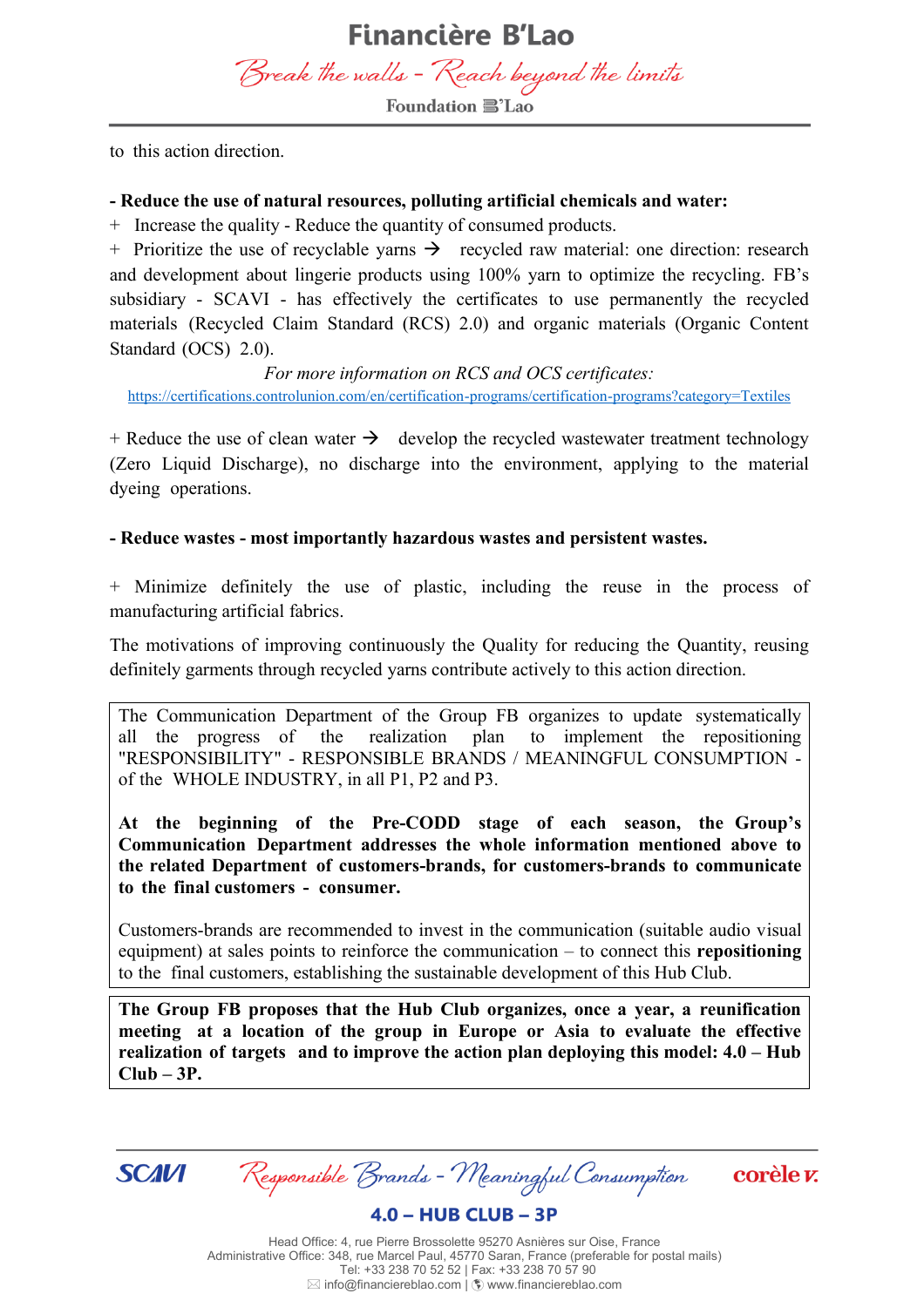to this action direction.

**- Reduce the use of natural resources, polluting artificial chemicals and water:**

+ Increase the quality - Reduce the quantity of consumed products.

+ Prioritize the use of recyclable yarns → recycled raw material: one direction: research and development about lingerie products using 100% yarn to optimize the recycling. FB's subsidiary - SCAVI - has effectively the certificates to use permanently the recycled materials (Recycled Claim Standard (RCS) 2.0) and organic materials (Organic Content Standard (OCS) 2.0).

*For more information on RCS and OCS certificates:*

https://certifications.controlunion.com/en/certification-programs/certification-programs?category=Textiles

+ Reduce the use of clean water → develop the recycled wastewater treatment technology (Zero Liquid Discharge), no discharge into the environment, applying to the material dyeing operations.

**- Reduce wastes - most importantly hazardous wastes and persistent wastes.**

+ Minimize definitely the use of plastic, including the reuse in the process of manufacturing artificial fabrics.

The motivations of improving continuously the Quality for reducing the Quantity, reusing definitely garments through recycled yarns contribute actively to this action direction.

The Communication Department of the Group FB organizes to update systematically all the progress of the realization plan to implement the repositioning "RESPONSIBILITY" - RESPONSIBLE BRANDS / MEANINGFUL CONSUMPTION - of the WHOLE INDUSTRY, in all P1, P2 and P3.

**At the beginning of the Pre-CODD stage of each season, the Group's Communication Department addresses the whole information mentioned above to the related Department of customers-brands, for customers-brands to communicate to the final customers - consumer.**

Customers-brands are recommended to invest in the communication (suitable audio visual equipment) at sales points to reinforce the communication – to connect this **repositioning** to the final customers, establishing the sustainable development of this Hub Club.

**The Group FB proposes that the Hub Club organizes, once a year, a reunification meeting at a location of the group in Europe or Asia to evaluate the effective realization of targets and to improve the action plan deploying this model: 4.0 – Hub Club – 3P.**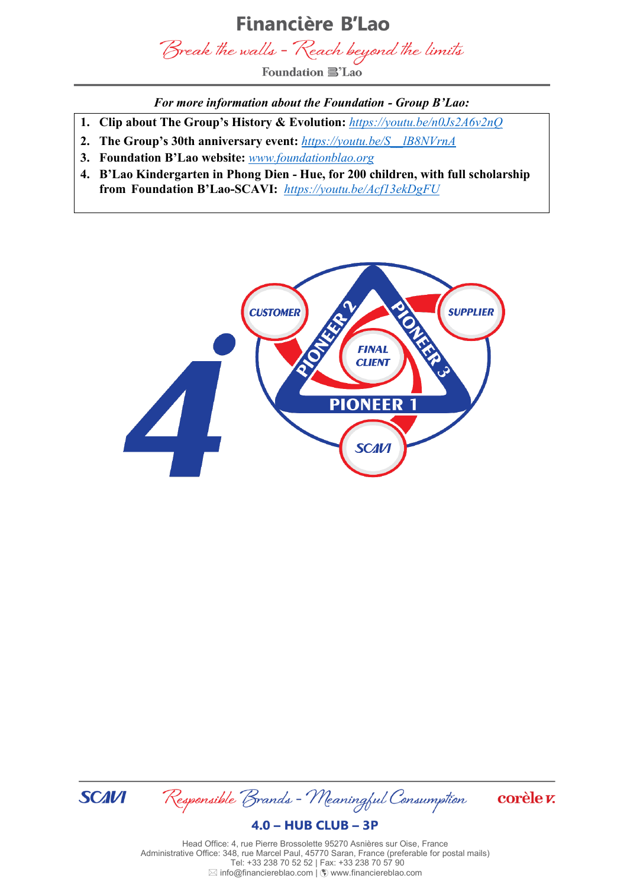*For more information about the Foundation - Group B'Lao:*

1. **Clip about The Group's History & Evolution:** https://youtu.be/n0Js2A6v2nQ
2. **The Group's 30th anniversary event:** https://youtu.be/S__lB8NVrnA
3. **Foundation B'Lao website:** www.foundationblao.org
4. **B'Lao Kindergarten in Phong Dien - Hue, for 200 children, with full scholarship from Foundation B'Lao-SCAVI:** https://youtu.be/Acf13ekDgFU

4

CUSTOMER

SUPPLIER

FINAL CLIENT

PIONEER 2

PIONEER 3

PIONEER 1

SCAVI